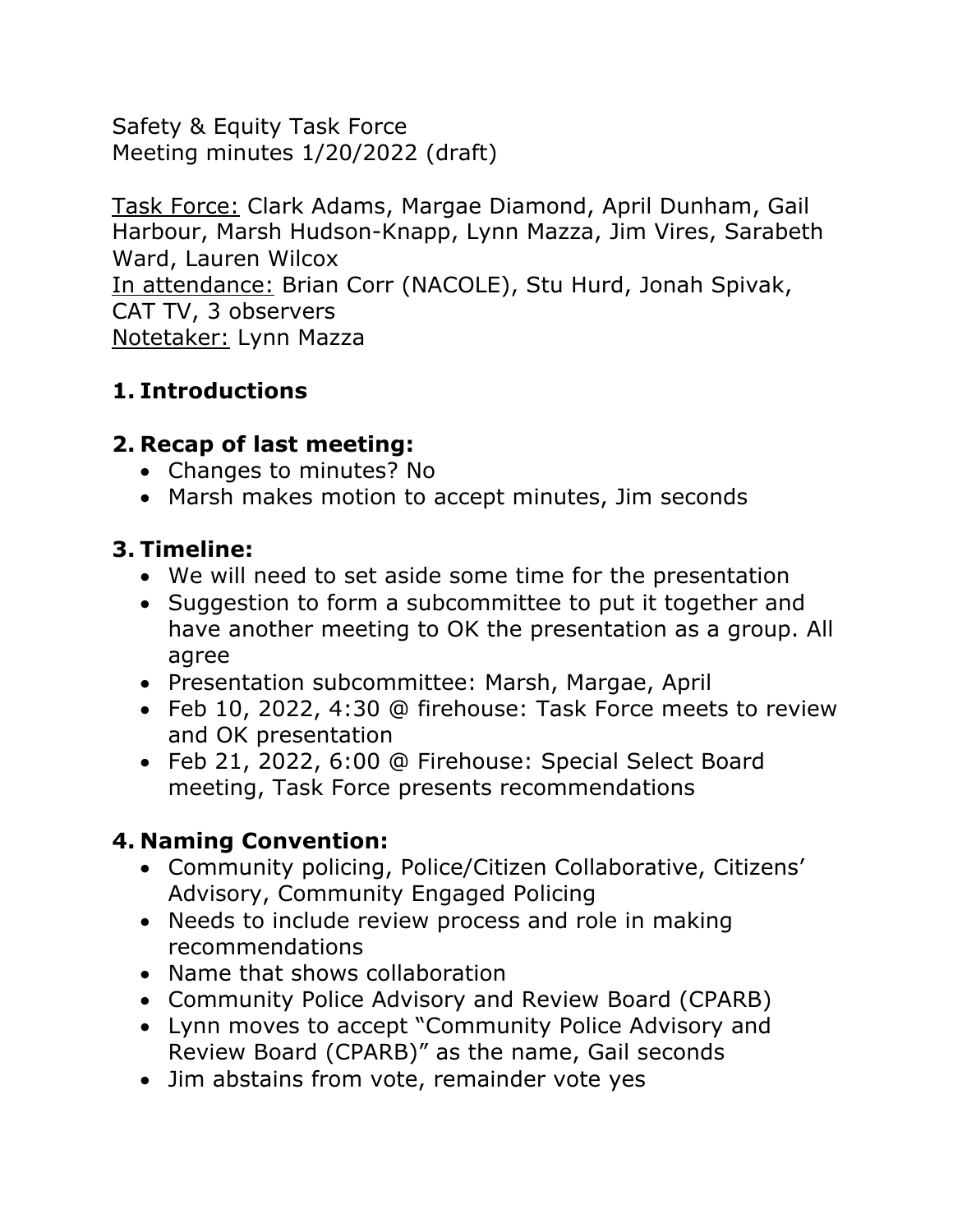Safety & Equity Task Force
Meeting minutes 1/20/2022 (draft)

Task Force: Clark Adams, Margae Diamond, April Dunham, Gail Harbour, Marsh Hudson-Knapp, Lynn Mazza, Jim Vires, Sarabeth Ward, Lauren Wilcox
In attendance: Brian Corr (NACOLE), Stu Hurd, Jonah Spivak, CAT TV, 3 observers
Notetaker: Lynn Mazza

## 1. Introductions

## 2. Recap of last meeting:

- Changes to minutes? No
- Marsh makes motion to accept minutes, Jim seconds

## 3. Timeline:

- We will need to set aside some time for the presentation
- Suggestion to form a subcommittee to put it together and have another meeting to OK the presentation as a group. All agree
- Presentation subcommittee: Marsh, Margae, April
- Feb 10, 2022, 4:30 @ firehouse: Task Force meets to review and OK presentation
- Feb 21, 2022, 6:00 @ Firehouse: Special Select Board meeting, Task Force presents recommendations

## 4. Naming Convention:

- Community policing, Police/Citizen Collaborative, Citizens' Advisory, Community Engaged Policing
- Needs to include review process and role in making recommendations
- Name that shows collaboration
- Community Police Advisory and Review Board (CPARB)
- Lynn moves to accept "Community Police Advisory and Review Board (CPARB)" as the name, Gail seconds
- Jim abstains from vote, remainder vote yes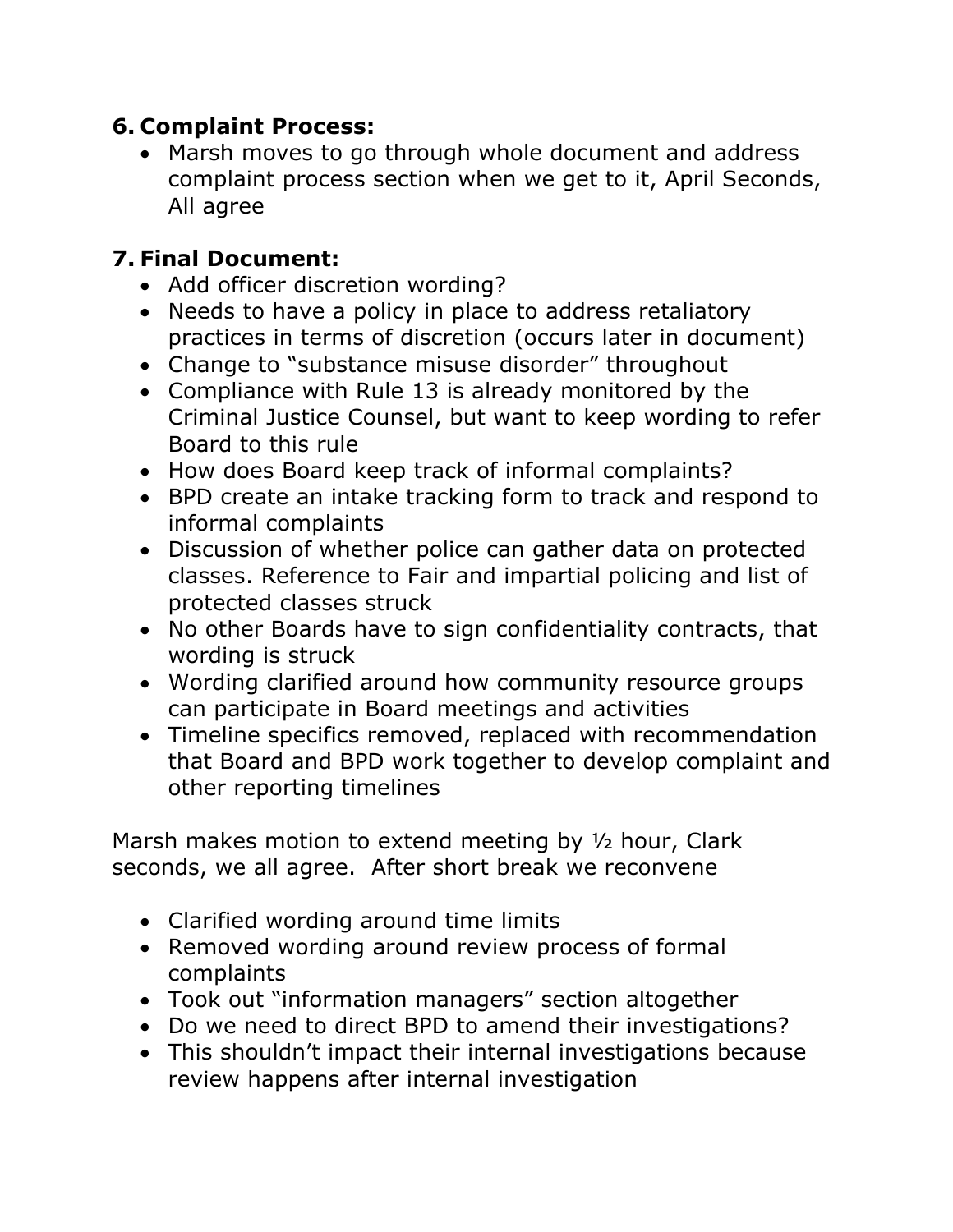6. **Complaint Process:**
   - Marsh moves to go through whole document and address complaint process section when we get to it, April Seconds, All agree

7. **Final Document:**
   - Add officer discretion wording?
   - Needs to have a policy in place to address retaliatory practices in terms of discretion (occurs later in document)
   - Change to "substance misuse disorder" throughout
   - Compliance with Rule 13 is already monitored by the Criminal Justice Counsel, but want to keep wording to refer Board to this rule
   - How does Board keep track of informal complaints?
   - BPD create an intake tracking form to track and respond to informal complaints
   - Discussion of whether police can gather data on protected classes. Reference to Fair and impartial policing and list of protected classes struck
   - No other Boards have to sign confidentiality contracts, that wording is struck
   - Wording clarified around how community resource groups can participate in Board meetings and activities
   - Timeline specifics removed, replaced with recommendation that Board and BPD work together to develop complaint and other reporting timelines

Marsh makes motion to extend meeting by ½ hour, Clark seconds, we all agree. After short break we reconvene

- Clarified wording around time limits
- Removed wording around review process of formal complaints
- Took out "information managers" section altogether
- Do we need to direct BPD to amend their investigations?
- This shouldn't impact their internal investigations because review happens after internal investigation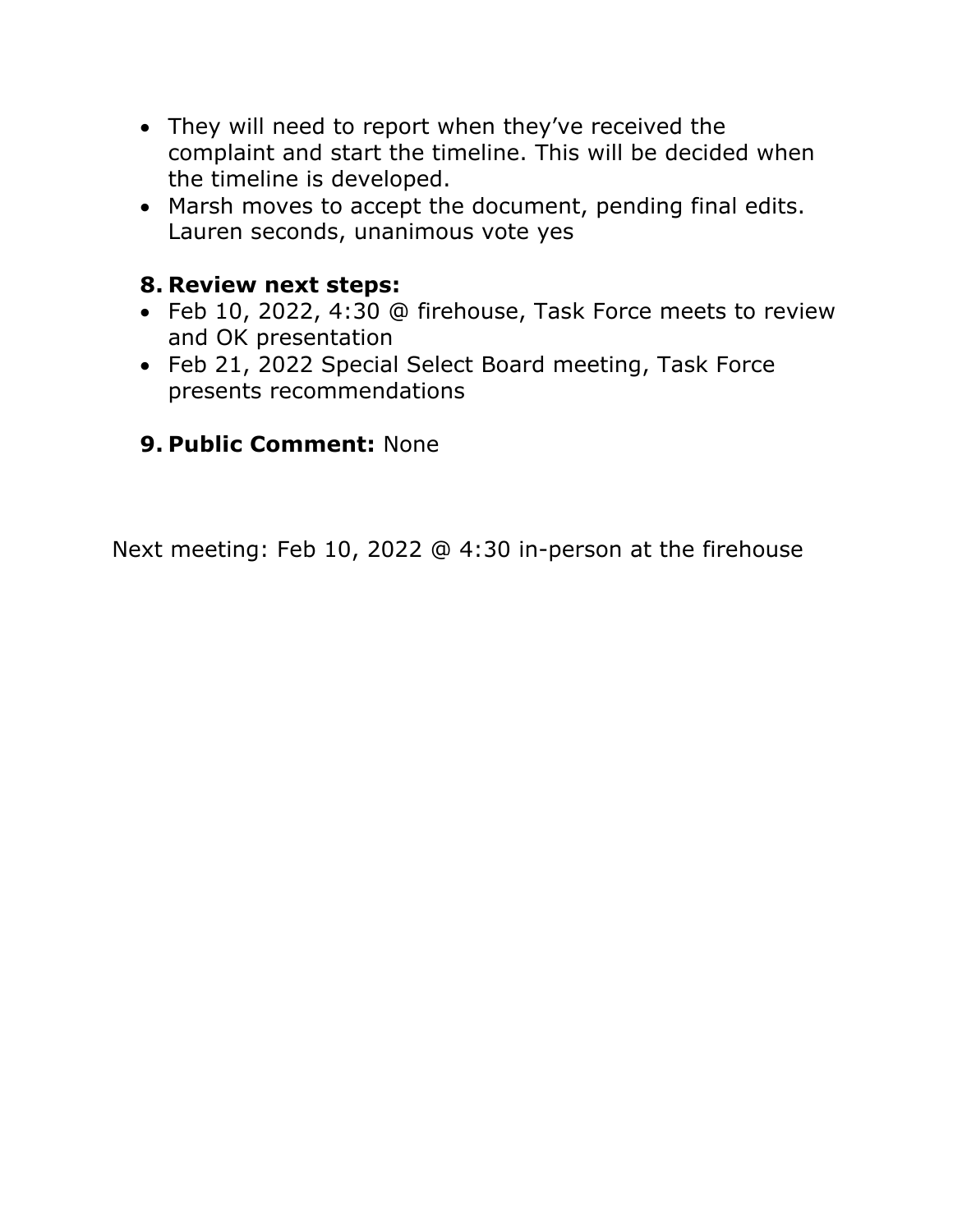- They will need to report when they've received the complaint and start the timeline. This will be decided when the timeline is developed.
- Marsh moves to accept the document, pending final edits. Lauren seconds, unanimous vote yes

8. **Review next steps:**

- Feb 10, 2022, 4:30 @ firehouse, Task Force meets to review and OK presentation
- Feb 21, 2022 Special Select Board meeting, Task Force presents recommendations

9. **Public Comment:** None

Next meeting: Feb 10, 2022 @ 4:30 in-person at the firehouse